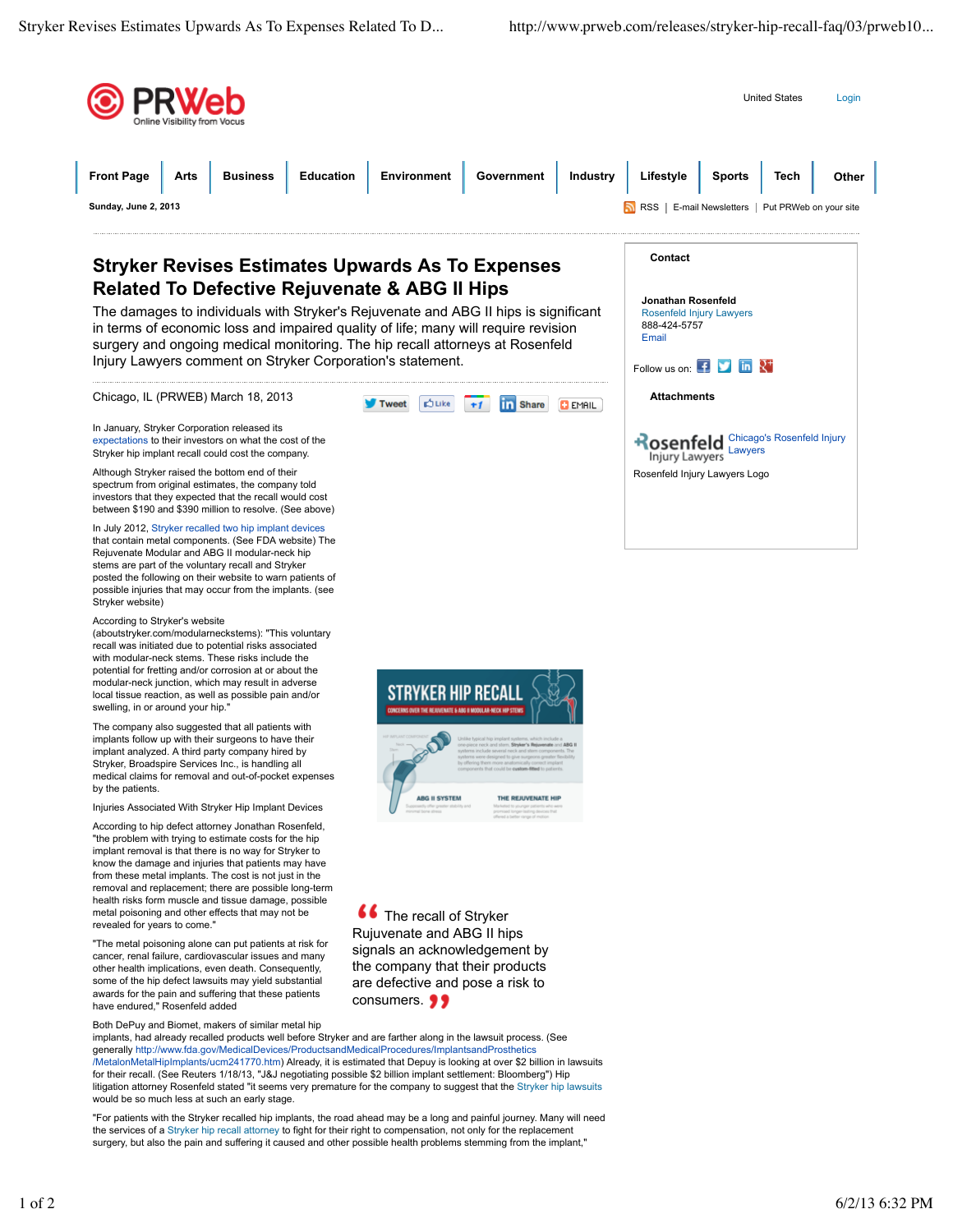# Stryker Revises Estimates Upwards As To Expenses Related To Defective Rejuvenate & ABG II Hips

The damages to individuals with Stryker's Rejuvenate and ABG II hips is significant in terms of economic loss and impaired quality of life; many will require revision surgery and ongoing medical monitoring. The hip recall attorneys at Rosenfeld Injury Lawyers comment on Stryker Corporation's statement.

Chicago, IL (PRWEB) March 18, 2013

In January, Stryker Corporation released its expectations to their investors on what the cost of the Stryker hip implant recall could cost the company.

Although Stryker raised the bottom end of their spectrum from original estimates, the company told investors that they expected that the recall would cost between $190 and $390 million to resolve. (See above)

In July 2012, Stryker recalled two hip implant devices that contain metal components. (See FDA website) The Rejuvenate Modular and ABG II modular-neck hip stems are part of the voluntary recall and Stryker posted the following on their website to warn patients of possible injuries that may occur from the implants. (see Stryker website)

According to Stryker's website (aboutstryker.com/modularneckstems): "This voluntary recall was initiated due to potential risks associated with modular-neck stems. These risks include the potential for fretting and/or corrosion at or about the modular-neck junction, which may result in adverse local tissue reaction, as well as possible pain and/or swelling, in or around your hip."

The company also suggested that all patients with implants follow up with their surgeons to have their implant analyzed. A third party company hired by Stryker, Broadspire Services Inc., is handling all medical claims for removal and out-of-pocket expenses by the patients.

Injuries Associated With Stryker Hip Implant Devices

According to hip defect attorney Jonathan Rosenfeld, "the problem with trying to estimate costs for the hip implant removal is that there is no way for Stryker to know the damage and injuries that patients may have from these metal implants. The cost is not just in the removal and replacement; there are possible long-term health risks form muscle and tissue damage, possible metal poisoning and other effects that may not be revealed for years to come."

"The metal poisoning alone can put patients at risk for cancer, renal failure, cardiovascular issues and many other health implications, even death. Consequently, some of the hip defect lawsuits may yield substantial awards for the pain and suffering that these patients have endured," Rosenfeld added.

> "The recall of Stryker Rujuvenate and ABG II hips signals an acknowledgement by the company that their products are defective and pose a risk to consumers."

Both DePuy and Biomet, makers of similar metal hip implants, had already recalled products well before Stryker and are farther along in the lawsuit process. (See generally http://www.fda.gov/MedicalDevices/ProductsandMedicalProcedures/ImplantsandProsthetics/MetalonMetalHipImplants/ucm241770.htm) Already, it is estimated that Depuy is looking at over $2 billion in lawsuits for their recall. (See Reuters 1/18/13, "J&J negotiating possible $2 billion implant settlement: Bloomberg") Hip litigation attorney Rosenfeld stated "it seems very premature for the company to suggest that the Stryker hip lawsuits would be so much less at such an early stage.

"For patients with the Stryker recalled hip implants, the road ahead may be a long and painful journey. Many will need the services of a Stryker hip recall attorney to fight for their right to compensation, not only for the replacement surgery, but also the pain and suffering it caused and other possible health problems stemming from the implant,"

**Contact**

Jonathan Rosenfeld
Rosenfeld Injury Lawyers
888-424-5757
Email

**Attachments**

Chicago's Rosenfeld Injury Lawyers
Rosenfeld Injury Lawyers Logo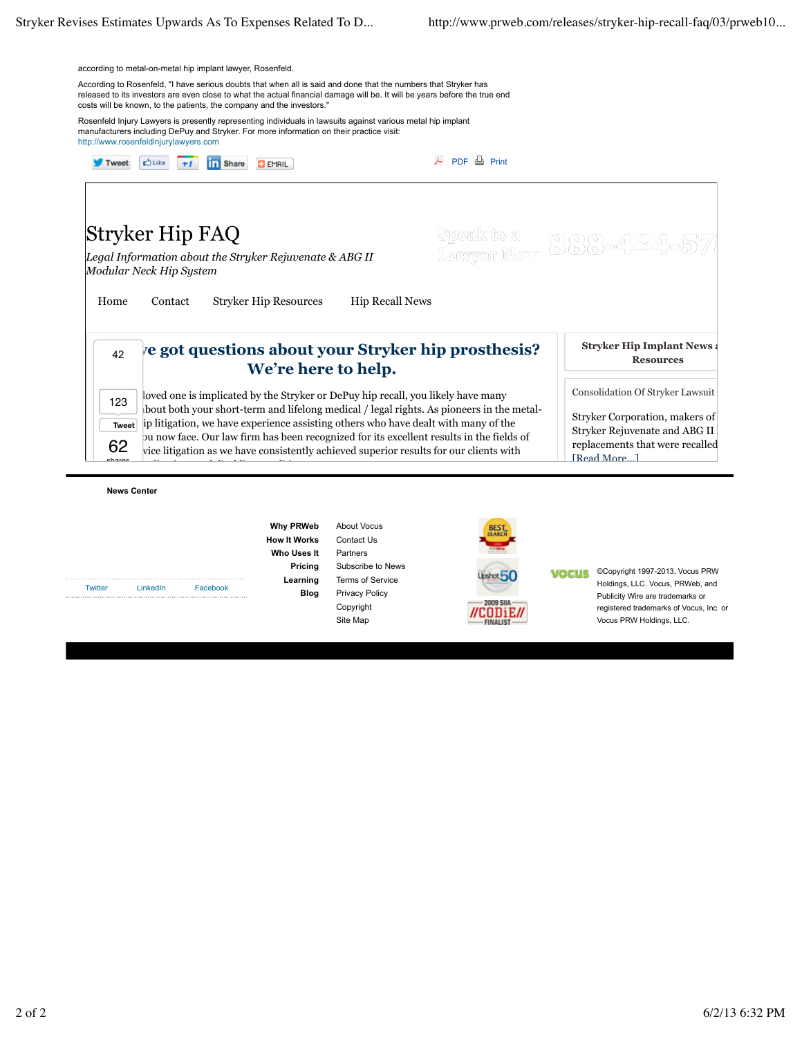according to metal-on-metal hip implant lawyer, Rosenfeld.

According to Rosenfeld, "I have serious doubts that when all is said and done that the numbers that Stryker has released to its investors are even close to what the actual financial damage will be. It will be years before the true end costs will be known, to the patients, the company and the investors."

Rosenfeld Injury Lawyers is presently representing individuals in lawsuits against various metal hip implant manufacturers including DePuy and Stryker. For more information on their practice visit: http://www.rosenfeldinjurylawyers.com

Tweet | Like | +1 | Share | EMAIL

PDF | Print

# Stryker Hip FAQ

*Legal Information about the Stryker Rejuvenate & ABG II Modular Neck Hip System*

Speak to a Lawyer Now 888-424-57

Home | Contact | Stryker Hip Resources | Hip Recall News

42

123

Tweet

62

shares

## ve got questions about your Stryker hip prosthesis? We're here to help.

loved one is implicated by the Stryker or DePuy hip recall, you likely have many about both your short-term and lifelong medical / legal rights. As pioneers in the metal-ip litigation, we have experience assisting others who have dealt with many of the ou now face. Our law firm has been recognized for its excellent results in the fields of vice litigation as we have consistently achieved superior results for our clients with

**Stryker Hip Implant News a Resources**

Consolidation Of Stryker Lawsuit

Stryker Corporation, makers of Stryker Rejuvenate and ABG II replacements that were recalled [Read More...]

**News Center**

Twitter | LinkedIn | Facebook

**Why PRWeb**
**How It Works**
**Who Uses It**
**Pricing**
**Learning**
**Blog**

About Vocus
Contact Us
Partners
Subscribe to News
Terms of Service
Privacy Policy
Copyright
Site Map

BEST SEARCH

Upshot 50

2009 SIIA CODiE FINALIST

VOCUS

©Copyright 1997-2013, Vocus PRW Holdings, LLC. Vocus, PRWeb, and Publicity Wire are trademarks or registered trademarks of Vocus, Inc. or Vocus PRW Holdings, LLC.